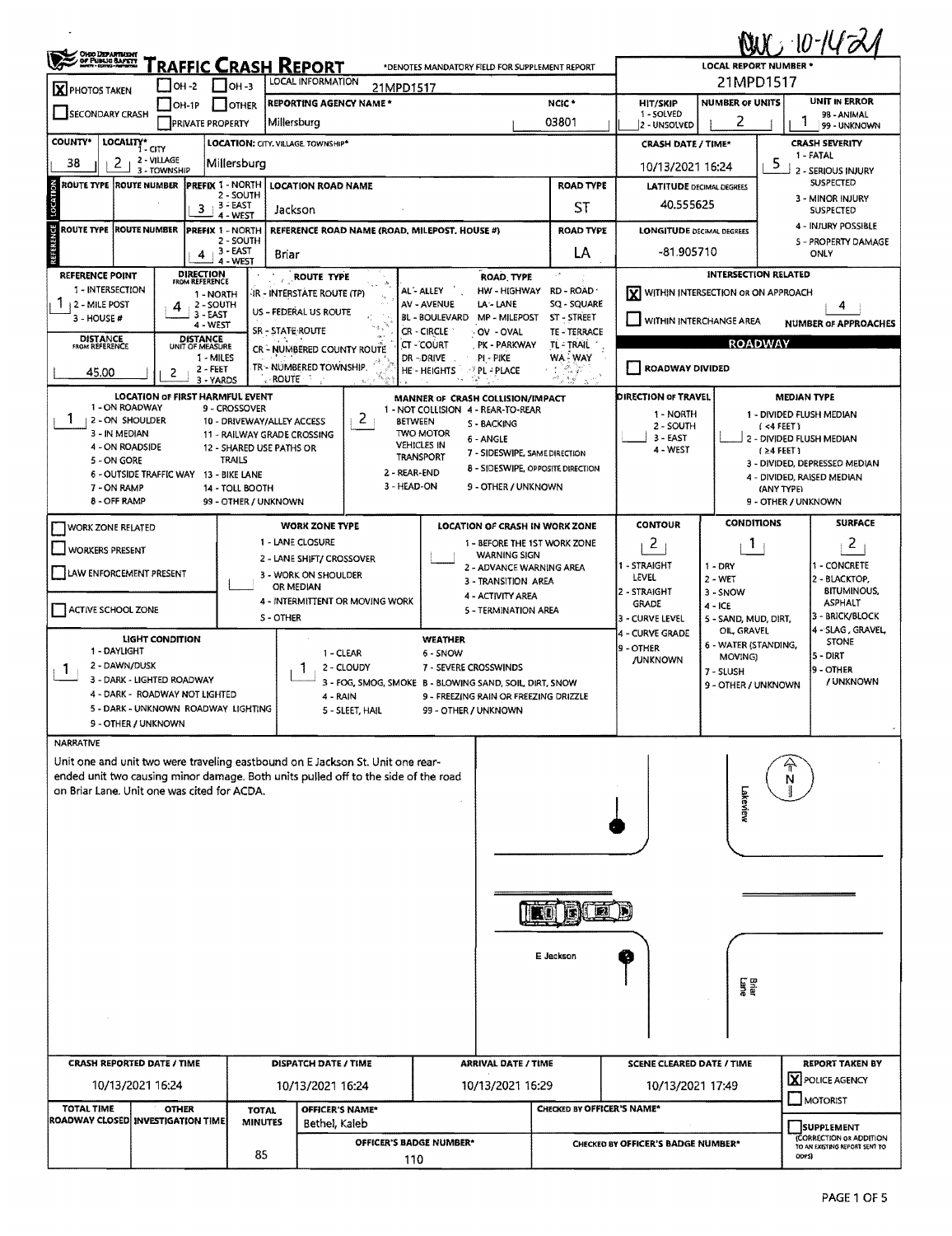# TRAFFIC CRASH REPORT

OHIO DEPARTMENT OF PUBLIC SAFETY

*DENOTES MANDATORY FIELD FOR SUPPLEMENT REPORT

OWC 10-14-21

| Field | Value |
|---|---|
| PHOTOS TAKEN | X |
| SECONDARY CRASH | |
| LOCAL INFORMATION | 21MPD1517 |
| LOCAL REPORT NUMBER * | 21MPD1517 |
| REPORTING AGENCY NAME * | Millersburg |
| NCIC * | 03801 |
| HIT/SKIP (1 - SOLVED, 2 - UNSOLVED) | |
| NUMBER OF UNITS | 2 |
| UNIT IN ERROR (98 - ANIMAL, 99 - UNKNOWN) | 1 |
| COUNTY* | 38 |
| LOCALITY* (1 - CITY, 2 - VILLAGE, 3 - TOWNSHIP) | 2 |
| LOCATION: CITY, VILLAGE, TOWNSHIP* | Millersburg |
| CRASH DATE / TIME* | 10/13/2021 16:24 |
| CRASH SEVERITY (1 - FATAL, 2 - SERIOUS INJURY SUSPECTED, 3 - MINOR INJURY SUSPECTED, 4 - INJURY POSSIBLE, 5 - PROPERTY DAMAGE ONLY) | 5 |

## Location

| ROUTE TYPE | ROUTE NUMBER | PREFIX (1 - NORTH, 2 - SOUTH, 3 - EAST, 4 - WEST) | LOCATION ROAD NAME | ROAD TYPE | LATITUDE DECIMAL DEGREES |
|---|---|---|---|---|---|
| | | 3 | Jackson | ST | 40.555625 |

## Reference

| ROUTE TYPE | ROUTE NUMBER | PREFIX | REFERENCE ROAD NAME (ROAD, MILEPOST, HOUSE #) | ROAD TYPE | LONGITUDE DECIMAL DEGREES |
|---|---|---|---|---|---|
| | | 4 | Briar | LA | -81.905710 |

| Field | Value |
|---|---|
| REFERENCE POINT (1 - INTERSECTION, 2 - MILE POST, 3 - HOUSE #) | 1 |
| DIRECTION FROM REFERENCE (1 - NORTH, 2 - SOUTH, 3 - EAST, 4 - WEST) | 4 |
| DISTANCE FROM REFERENCE | 45.00 |
| DISTANCE UNIT OF MEASURE (1 - MILES, 2 - FEET, 3 - YARDS) | 2 |

ROUTE TYPE: IR - INTERSTATE ROUTE (TP), US - FEDERAL US ROUTE, SR - STATE ROUTE, CR - NUMBERED COUNTY ROUTE, TR - NUMBERED TOWNSHIP ROUTE

ROAD TYPE: AL - ALLEY, AV - AVENUE, BL - BOULEVARD, CR - CIRCLE, CT - COURT, DR - DRIVE, HE - HEIGHTS, HW - HIGHWAY, LA - LANE, MP - MILEPOST, OV - OVAL, PK - PARKWAY, PI - PIKE, PL - PLACE, RD - ROAD, SQ - SQUARE, ST - STREET, TE - TERRACE, TL - TRAIL, WA - WAY

## Intersection Related

- [X] WITHIN INTERSECTION OR ON APPROACH
- [ ] WITHIN INTERCHANGE AREA
- NUMBER OF APPROACHES: 4

## Roadway

- [ ] ROADWAY DIVIDED

| Field | Value |
|---|---|
| LOCATION OF FIRST HARMFUL EVENT | 1 |
| MANNER OF CRASH COLLISION/IMPACT | 2 |
| DIRECTION OF TRAVEL | |
| MEDIAN TYPE | |

LOCATION OF FIRST HARMFUL EVENT: 1 - ON ROADWAY, 2 - ON SHOULDER, 3 - IN MEDIAN, 4 - ON ROADSIDE, 5 - ON GORE, 6 - OUTSIDE TRAFFIC WAY, 7 - ON RAMP, 8 - OFF RAMP, 9 - CROSSOVER, 10 - DRIVEWAY/ALLEY ACCESS, 11 - RAILWAY GRADE CROSSING, 12 - SHARED USE PATHS OR TRAILS, 13 - BIKE LANE, 14 - TOLL BOOTH, 99 - OTHER / UNKNOWN

MANNER OF CRASH COLLISION/IMPACT: 1 - NOT COLLISION BETWEEN TWO MOTOR VEHICLES IN TRANSPORT, 2 - REAR-END, 3 - HEAD-ON, 4 - REAR-TO-REAR, 5 - BACKING, 6 - ANGLE, 7 - SIDESWIPE, SAME DIRECTION, 8 - SIDESWIPE, OPPOSITE DIRECTION, 9 - OTHER / UNKNOWN

DIRECTION OF TRAVEL: 1 - NORTH, 2 - SOUTH, 3 - EAST, 4 - WEST

MEDIAN TYPE: 1 - DIVIDED FLUSH MEDIAN (<4 FEET), 2 - DIVIDED FLUSH MEDIAN (≥4 FEET), 3 - DIVIDED, DEPRESSED MEDIAN, 4 - DIVIDED, RAISED MEDIAN (ANY TYPE), 9 - OTHER / UNKNOWN

## Work Zone

- [ ] WORK ZONE RELATED
- [ ] WORKERS PRESENT
- [ ] LAW ENFORCEMENT PRESENT
- [ ] ACTIVE SCHOOL ZONE

WORK ZONE TYPE: 1 - LANE CLOSURE, 2 - LANE SHIFT/ CROSSOVER, 3 - WORK ON SHOULDER OR MEDIAN, 4 - INTERMITTENT OR MOVING WORK, 5 - OTHER

LOCATION OF CRASH IN WORK ZONE: 1 - BEFORE THE 1ST WORK ZONE WARNING SIGN, 2 - ADVANCE WARNING AREA, 3 - TRANSITION AREA, 4 - ACTIVITY AREA, 5 - TERMINATION AREA

| CONTOUR | CONDITIONS | SURFACE |
|---|---|---|
| 2 | 1 | 2 |

CONTOUR: 1 - STRAIGHT LEVEL, 2 - STRAIGHT GRADE, 3 - CURVE LEVEL, 4 - CURVE GRADE, 9 - OTHER /UNKNOWN

CONDITIONS: 1 - DRY, 2 - WET, 3 - SNOW, 4 - ICE, 5 - SAND, MUD, DIRT, OIL, GRAVEL, 6 - WATER (STANDING, MOVING), 7 - SLUSH, 9 - OTHER / UNKNOWN

SURFACE: 1 - CONCRETE, 2 - BLACKTOP, BITUMINOUS, ASPHALT, 3 - BRICK/BLOCK, 4 - SLAG, GRAVEL, STONE, 5 - DIRT, 9 - OTHER / UNKNOWN

| LIGHT CONDITION | WEATHER |
|---|---|
| 1 | 1 |

LIGHT CONDITION: 1 - DAYLIGHT, 2 - DAWN/DUSK, 3 - DARK - LIGHTED ROADWAY, 4 - DARK - ROADWAY NOT LIGHTED, 5 - DARK - UNKNOWN ROADWAY LIGHTING, 9 - OTHER / UNKNOWN

WEATHER: 1 - CLEAR, 2 - CLOUDY, 3 - FOG, SMOG, SMOKE, 4 - RAIN, 5 - SLEET, HAIL, 6 - SNOW, 7 - SEVERE CROSSWINDS, 8 - BLOWING SAND, SOIL, DIRT, SNOW, 9 - FREEZING RAIN OR FREEZING DRIZZLE, 99 - OTHER / UNKNOWN

## Narrative

Unit one and unit two were traveling eastbound on E Jackson St. Unit one rear-ended unit two causing minor damage. Both units pulled off to the side of the road on Briar Lane. Unit one was cited for ACDA.

Diagram labels: Lakeview, E Jackson, Briar Lane, N

| CRASH REPORTED DATE / TIME | DISPATCH DATE / TIME | ARRIVAL DATE / TIME | SCENE CLEARED DATE / TIME | REPORT TAKEN BY |
|---|---|---|---|---|
| 10/13/2021 16:24 | 10/13/2021 16:24 | 10/13/2021 16:29 | 10/13/2021 17:49 | [X] POLICE AGENCY [ ] MOTORIST |

| TOTAL TIME ROADWAY CLOSED | OTHER INVESTIGATION TIME | TOTAL MINUTES | OFFICER'S NAME* | CHECKED BY OFFICER'S NAME* |
|---|---|---|---|---|
| | | 85 | Bethel, Kaleb | |

| OFFICER'S BADGE NUMBER* | CHECKED BY OFFICER'S BADGE NUMBER* |
|---|---|
| 110 | |

- [ ] SUPPLEMENT (CORRECTION OR ADDITION TO AN EXISTING REPORT SENT TO ODPS)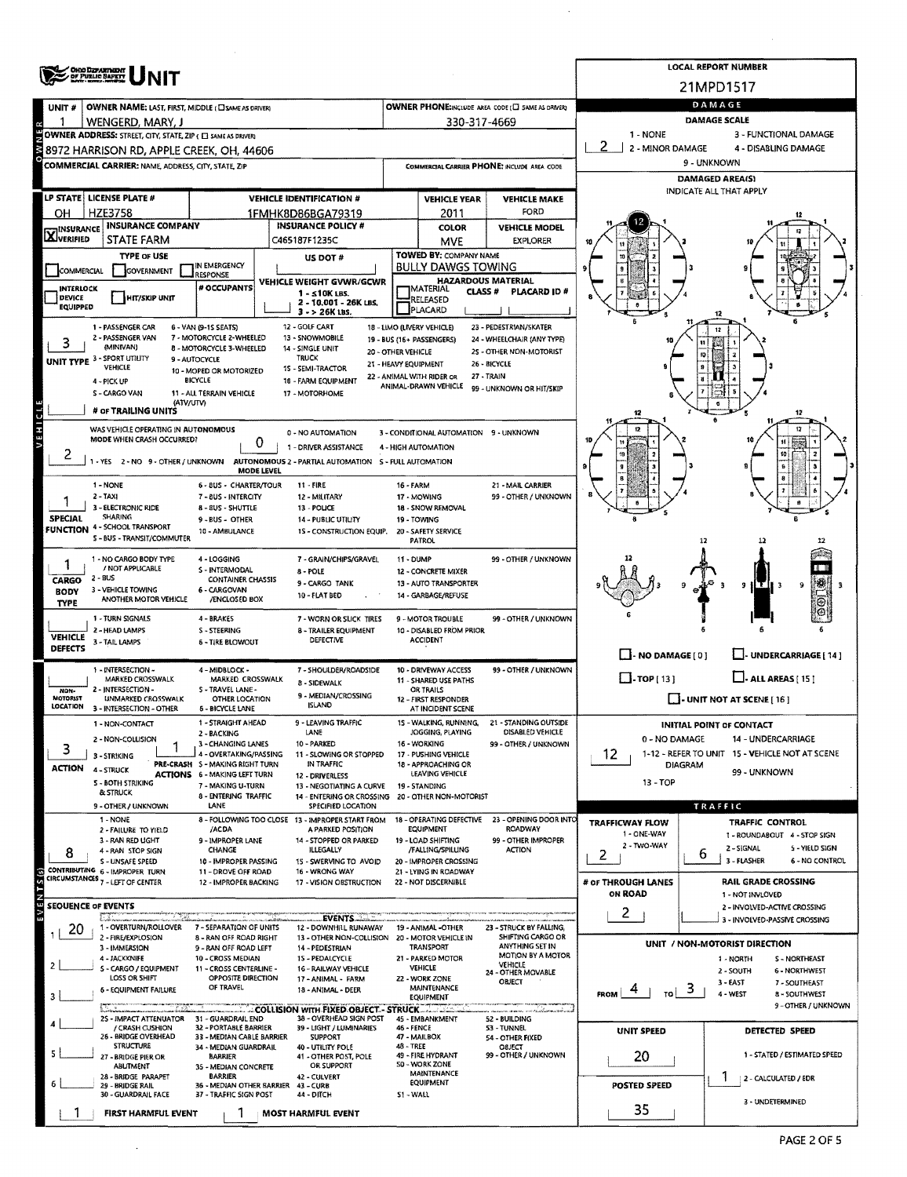# OHIO DEPARTMENT OF PUBLIC SAFETY UNIT

**LOCAL REPORT NUMBER:** 21MPD1517

## OWNER

| UNIT # | OWNER NAME: LAST, FIRST, MIDDLE (☐ SAME AS DRIVER) | OWNER PHONE: INCLUDE AREA CODE (☐ SAME AS DRIVER) |
|---|---|---|
| 1 | WENGERD, MARY, J | 330-317-4669 |

**OWNER ADDRESS:** STREET, CITY, STATE, ZIP (☐ SAME AS DRIVER)
8972 HARRISON RD, APPLE CREEK, OH, 44606

**COMMERCIAL CARRIER:** NAME, ADDRESS, CITY, STATE, ZIP

**COMMERCIAL CARRIER PHONE:** INCLUDE AREA CODE

## VEHICLE

| LP STATE | LICENSE PLATE # | VEHICLE IDENTIFICATION # | VEHICLE YEAR | VEHICLE MAKE |
|---|---|---|---|---|
| OH | HZE3758 | 1FMHK8D86BGA79319 | 2011 | FORD |

| INSURANCE | INSURANCE COMPANY | INSURANCE POLICY # | COLOR | VEHICLE MODEL |
|---|---|---|---|---|
| ☒ VERIFIED | STATE FARM | C465187F1235C | MVE | EXPLORER |

**TYPE OF USE:** ☐ COMMERCIAL ☐ GOVERNMENT ☐ IN EMERGENCY RESPONSE

**US DOT #:**

**TOWED BY: COMPANY NAME:** BULLY DAWGS TOWING

☐ INTERLOCK DEVICE EQUIPPED ☐ HIT/SKIP UNIT

**# OCCUPANTS:**

**VEHICLE WEIGHT GVWR/GCWR:** 1 - ≤10K LBS. 2 - 10.001 - 26K LBS. 3 - > 26K LBS.

**HAZARDOUS MATERIAL:** ☐ MATERIAL RELEASED ☐ PLACARD — CLASS # — PLACARD ID #

**UNIT TYPE:** 3
1 - PASSENGER CAR, 2 - PASSENGER VAN (MINIVAN), 3 - SPORT UTILITY VEHICLE, 4 - PICK UP, 5 - CARGO VAN, 6 - VAN (9-15 SEATS), 7 - MOTORCYCLE 2-WHEELED, 8 - MOTORCYCLE 3-WHEELED, 9 - AUTOCYCLE, 10 - MOPED OR MOTORIZED BICYCLE, 11 - ALL TERRAIN VEHICLE (ATV/UTV), 12 - GOLF CART, 13 - SNOWMOBILE, 14 - SINGLE UNIT TRUCK, 15 - SEMI-TRACTOR, 16 - FARM EQUIPMENT, 17 - MOTORHOME, 18 - LIMO (LIVERY VEHICLE), 19 - BUS (16+ PASSENGERS), 20 - OTHER VEHICLE, 21 - HEAVY EQUIPMENT, 22 - ANIMAL WITH RIDER OR ANIMAL-DRAWN VEHICLE, 23 - PEDESTRIAN/SKATER, 24 - WHEELCHAIR (ANY TYPE), 25 - OTHER NON-MOTORIST, 26 - BICYCLE, 27 - TRAIN, 99 - UNKNOWN OR HIT/SKIP

**# OF TRAILING UNITS:**

**WAS VEHICLE OPERATING IN AUTONOMOUS MODE WHEN CRASH OCCURRED?** 2
1 - YES 2 - NO 9 - OTHER / UNKNOWN

**AUTONOMOUS MODE LEVEL:** 0
0 - NO AUTOMATION, 1 - DRIVER ASSISTANCE, 2 - PARTIAL AUTOMATION, 3 - CONDITIONAL AUTOMATION, 4 - HIGH AUTOMATION, 5 - FULL AUTOMATION, 9 - UNKNOWN

**SPECIAL FUNCTION:** 1
1 - NONE, 2 - TAXI, 3 - ELECTRONIC RIDE SHARING, 4 - SCHOOL TRANSPORT, 5 - BUS - TRANSIT/COMMUTER, 6 - BUS - CHARTER/TOUR, 7 - BUS - INTERCITY, 8 - BUS - SHUTTLE, 9 - BUS - OTHER, 10 - AMBULANCE, 11 - FIRE, 12 - MILITARY, 13 - POLICE, 14 - PUBLIC UTILITY, 15 - CONSTRUCTION EQUIP., 16 - FARM, 17 - MOWING, 18 - SNOW REMOVAL, 19 - TOWING, 20 - SAFETY SERVICE PATROL, 21 - MAIL CARRIER, 99 - OTHER / UNKNOWN

**CARGO BODY TYPE:** 1
1 - NO CARGO BODY TYPE / NOT APPLICABLE, 2 - BUS, 3 - VEHICLE TOWING ANOTHER MOTOR VEHICLE, 4 - LOGGING, 5 - INTERMODAL CONTAINER CHASSIS, 6 - CARGOVAN /ENCLOSED BOX, 7 - GRAIN/CHIPS/GRAVEL, 8 - POLE, 9 - CARGO TANK, 10 - FLAT BED, 11 - DUMP, 12 - CONCRETE MIXER, 13 - AUTO TRANSPORTER, 14 - GARBAGE/REFUSE, 99 - OTHER / UNKNOWN

**VEHICLE DEFECTS:**
1 - TURN SIGNALS, 2 - HEAD LAMPS, 3 - TAIL LAMPS, 4 - BRAKES, 5 - STEERING, 6 - TIRE BLOWOUT, 7 - WORN OR SLICK TIRES, 8 - TRAILER EQUIPMENT DEFECTIVE, 9 - MOTOR TROUBLE, 10 - DISABLED FROM PRIOR ACCIDENT, 99 - OTHER / UNKNOWN

**NON-MOTORIST LOCATION:**
1 - INTERSECTION - MARKED CROSSWALK, 2 - INTERSECTION - UNMARKED CROSSWALK, 3 - INTERSECTION - OTHER, 4 - MIDBLOCK - MARKED CROSSWALK, 5 - TRAVEL LANE - OTHER LOCATION, 6 - BICYCLE LANE, 7 - SHOULDER/ROADSIDE, 8 - SIDEWALK, 9 - MEDIAN/CROSSING ISLAND, 10 - DRIVEWAY ACCESS, 11 - SHARED USE PATHS OR TRAILS, 12 - FIRST RESPONDER AT INCIDENT SCENE, 99 - OTHER / UNKNOWN

**ACTION:** 3
1 - NON-CONTACT, 2 - NON-COLLISION, 3 - STRIKING, 4 - STRUCK, 5 - BOTH STRIKING & STRUCK, 9 - OTHER / UNKNOWN

**PRE-CRASH ACTIONS:** 1
1 - STRAIGHT AHEAD, 2 - BACKING, 3 - CHANGING LANES, 4 - OVERTAKING/PASSING, 5 - MAKING RIGHT TURN, 6 - MAKING LEFT TURN, 7 - MAKING U-TURN, 8 - ENTERING TRAFFIC LANE, 9 - LEAVING TRAFFIC LANE, 10 - PARKED, 11 - SLOWING OR STOPPED IN TRAFFIC, 12 - DRIVERLESS, 13 - NEGOTIATING A CURVE, 14 - ENTERING OR CROSSING SPECIFIED LOCATION, 15 - WALKING, RUNNING, JOGGING, PLAYING, 16 - WORKING, 17 - PUSHING VEHICLE, 18 - APPROACHING OR LEAVING VEHICLE, 19 - STANDING, 20 - OTHER NON-MOTORIST, 21 - STANDING OUTSIDE DISABLED VEHICLE, 99 - OTHER / UNKNOWN

**CONTRIBUTING CIRCUMSTANCES:** 8
1 - NONE, 2 - FAILURE TO YIELD, 3 - RAN RED LIGHT, 4 - RAN STOP SIGN, 5 - UNSAFE SPEED, 6 - IMPROPER TURN, 7 - LEFT OF CENTER, 8 - FOLLOWING TOO CLOSE /ACDA, 9 - IMPROPER LANE CHANGE, 10 - IMPROPER PASSING, 11 - DROVE OFF ROAD, 12 - IMPROPER BACKING, 13 - IMPROPER START FROM A PARKED POSITION, 14 - STOPPED OR PARKED ILLEGALLY, 15 - SWERVING TO AVOID, 16 - WRONG WAY, 17 - VISION OBSTRUCTION, 18 - OPERATING DEFECTIVE EQUIPMENT, 19 - LOAD SHIFTING /FALLING/SPILLING, 20 - IMPROPER CROSSING, 21 - LYING IN ROADWAY, 22 - NOT DISCERNIBLE, 23 - OPENING DOOR INTO ROADWAY, 99 - OTHER IMPROPER ACTION

## SEQUENCE OF EVENTS

| # | Event |
|---|---|
| 1 | 20 |
| 2 | |
| 3 | |
| 4 | |
| 5 | |
| 6 | |

**EVENTS:** 1 - OVERTURN/ROLLOVER, 2 - FIRE/EXPLOSION, 3 - IMMERSION, 4 - JACKKNIFE, 5 - CARGO / EQUIPMENT LOSS OR SHIFT, 6 - EQUIPMENT FAILURE, 7 - SEPARATION OF UNITS, 8 - RAN OFF ROAD RIGHT, 9 - RAN OFF ROAD LEFT, 10 - CROSS MEDIAN, 11 - CROSS CENTERLINE - OPPOSITE DIRECTION OF TRAVEL, 12 - DOWNHILL RUNAWAY, 13 - OTHER NON-COLLISION, 14 - PEDESTRIAN, 15 - PEDALCYCLE, 16 - RAILWAY VEHICLE, 17 - ANIMAL - FARM, 18 - ANIMAL - DEER, 19 - ANIMAL -OTHER, 20 - MOTOR VEHICLE IN TRANSPORT, 21 - PARKED MOTOR VEHICLE, 22 - WORK ZONE MAINTENANCE EQUIPMENT, 23 - STRUCK BY FALLING, SHIFTING CARGO OR ANYTHING SET IN MOTION BY A MOTOR VEHICLE, 24 - OTHER MOVABLE OBJECT

**COLLISION WITH FIXED OBJECT - STRUCK:** 25 - IMPACT ATTENUATOR / CRASH CUSHION, 26 - BRIDGE OVERHEAD STRUCTURE, 27 - BRIDGE PIER OR ABUTMENT, 28 - BRIDGE PARAPET, 29 - BRIDGE RAIL, 30 - GUARDRAIL FACE, 31 - GUARDRAIL END, 32 - PORTABLE BARRIER, 33 - MEDIAN CABLE BARRIER, 34 - MEDIAN GUARDRAIL BARRIER, 35 - MEDIAN CONCRETE BARRIER, 36 - MEDIAN OTHER BARRIER, 37 - TRAFFIC SIGN POST, 38 - OVERHEAD SIGN POST, 39 - LIGHT / LUMINARIES SUPPORT, 40 - UTILITY POLE, 41 - OTHER POST, POLE OR SUPPORT, 42 - CULVERT, 43 - CURB, 44 - DITCH, 45 - EMBANKMENT, 46 - FENCE, 47 - MAILBOX, 48 - TREE, 49 - FIRE HYDRANT, 50 - WORK ZONE MAINTENANCE EQUIPMENT, 51 - WALL, 52 - BUILDING, 53 - TUNNEL, 54 - OTHER FIXED OBJECT, 99 - OTHER / UNKNOWN

**FIRST HARMFUL EVENT:** 1 **MOST HARMFUL EVENT:** 1

## DAMAGE

**DAMAGE SCALE:** 2
1 - NONE, 2 - MINOR DAMAGE, 3 - FUNCTIONAL DAMAGE, 4 - DISABLING DAMAGE, 9 - UNKNOWN

**DAMAGED AREA(S):** INDICATE ALL THAT APPLY — 12

☐ - NO DAMAGE [ 0 ] ☐ - UNDERCARRIAGE [ 14 ] ☐ - TOP [ 13 ] ☐ - ALL AREAS [ 15 ] ☐ - UNIT NOT AT SCENE [ 16 ]

**INITIAL POINT OF CONTACT:** 12
0 - NO DAMAGE, 1-12 - REFER TO UNIT DIAGRAM, 13 - TOP, 14 - UNDERCARRIAGE, 15 - VEHICLE NOT AT SCENE, 99 - UNKNOWN

## TRAFFIC

**TRAFFICWAY FLOW:** 2
1 - ONE-WAY, 2 - TWO-WAY

**TRAFFIC CONTROL:** 6
1 - ROUNDABOUT, 2 - SIGNAL, 3 - FLASHER, 4 - STOP SIGN, 5 - YIELD SIGN, 6 - NO CONTROL

**# OF THROUGH LANES ON ROAD:** 2

**RAIL GRADE CROSSING:**
1 - NOT INVLOVED, 2 - INVOLVED-ACTIVE CROSSING, 3 - INVOLVED-PASSIVE CROSSING

**UNIT / NON-MOTORIST DIRECTION:** FROM 4 TO 3
1 - NORTH, 2 - SOUTH, 3 - EAST, 4 - WEST, 5 - NORTHEAST, 6 - NORTHWEST, 7 - SOUTHEAST, 8 - SOUTHWEST, 9 - OTHER / UNKNOWN

**UNIT SPEED:** 20

**POSTED SPEED:** 35

**DETECTED SPEED:** 1
1 - STATED / ESTIMATED SPEED, 2 - CALCULATED / EDR, 3 - UNDETERMINED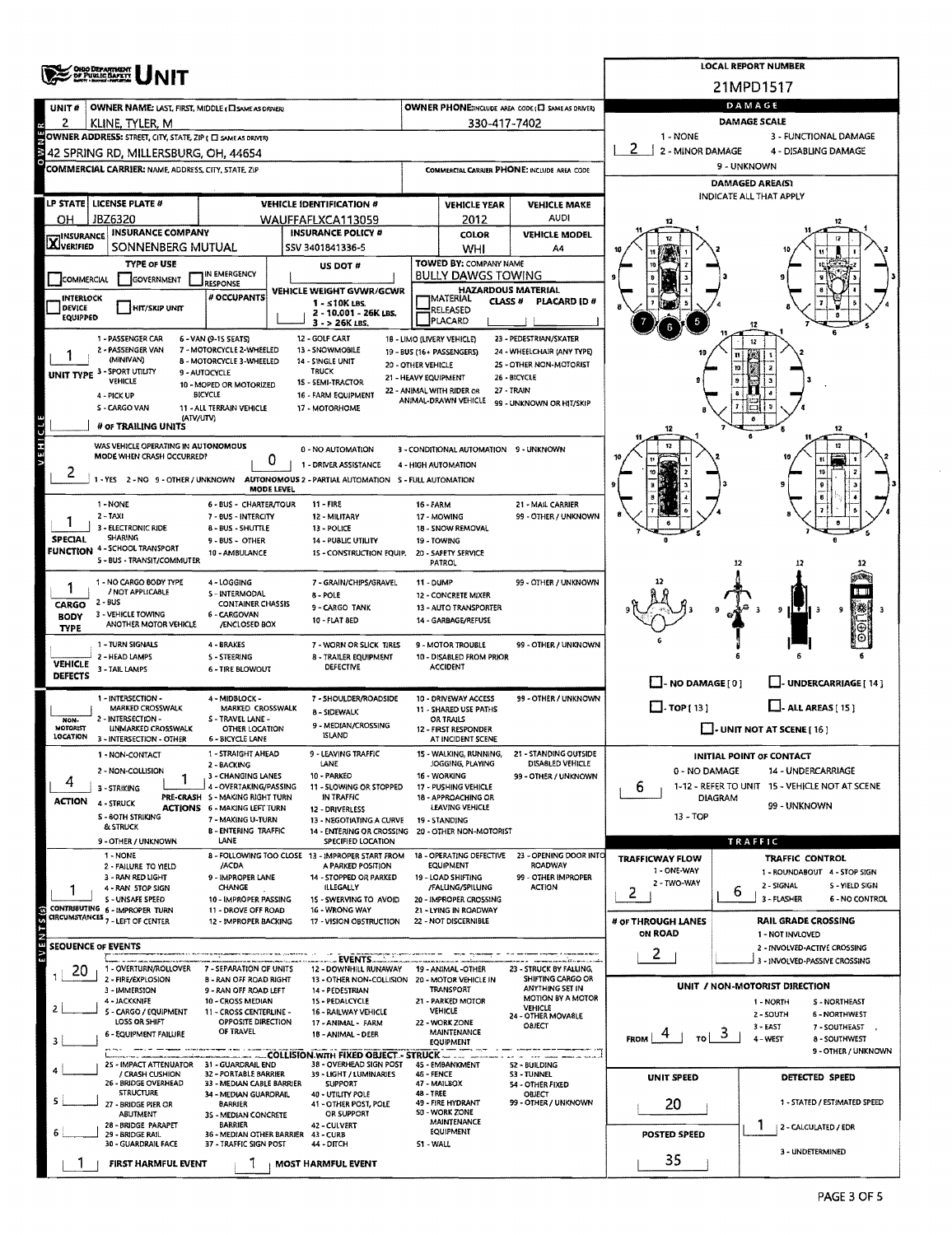# UNIT

**LOCAL REPORT NUMBER:** 21MPD1517

| UNIT # | OWNER NAME: LAST, FIRST, MIDDLE ( ☐ SAME AS DRIVER) | OWNER PHONE: INCLUDE AREA CODE ( ☐ SAME AS DRIVER) |
|---|---|---|
| 2 | KLINE, TYLER, M | 330-417-7402 |

**OWNER ADDRESS:** STREET, CITY, STATE, ZIP ( ☐ SAME AS DRIVER)
42 SPRING RD, MILLERSBURG, OH, 44654

**COMMERCIAL CARRIER:** NAME, ADDRESS, CITY, STATE, ZIP

**COMMERCIAL CARRIER PHONE:** INCLUDE AREA CODE

| LP STATE | LICENSE PLATE # | VEHICLE IDENTIFICATION # | VEHICLE YEAR | VEHICLE MAKE |
|---|---|---|---|---|
| OH | JBZ6320 | WAUFFAFLXCA113059 | 2012 | AUDI |

| INSURANCE | INSURANCE COMPANY | INSURANCE POLICY # | COLOR | VEHICLE MODEL |
|---|---|---|---|---|
| ☒ VERIFIED | SONNENBERG MUTUAL | SSV 3401841336-5 | WHI | A4 |

**TYPE OF USE:** ☐ COMMERCIAL ☐ GOVERNMENT ☐ IN EMERGENCY RESPONSE

**US DOT #:**

**TOWED BY:** COMPANY NAME: BULLY DAWGS TOWING

☐ INTERLOCK DEVICE EQUIPPED ☐ HIT/SKIP UNIT

**# OCCUPANTS:**

**VEHICLE WEIGHT GVWR/GCWR:** 1 - ≤10K LBS. 2 - 10.001 - 26K LBS. 3 - > 26K LBS.

**HAZARDOUS MATERIAL:** ☐ MATERIAL CLASS # ☐ RELEASED ☐ PLACARD — PLACARD ID #

**UNIT TYPE:** 1
1 - PASSENGER CAR, 2 - PASSENGER VAN (MINIVAN), 3 - SPORT UTILITY VEHICLE, 4 - PICK UP, 5 - CARGO VAN, 6 - VAN (9-15 SEATS), 7 - MOTORCYCLE 2-WHEELED, 8 - MOTORCYCLE 3-WHEELED, 9 - AUTOCYCLE, 10 - MOPED OR MOTORIZED BICYCLE, 11 - ALL TERRAIN VEHICLE (ATV/UTV), 12 - GOLF CART, 13 - SNOWMOBILE, 14 - SINGLE UNIT TRUCK, 15 - SEMI-TRACTOR, 16 - FARM EQUIPMENT, 17 - MOTORHOME, 18 - LIMO (LIVERY VEHICLE), 19 - BUS (16+ PASSENGERS), 20 - OTHER VEHICLE, 21 - HEAVY EQUIPMENT, 22 - ANIMAL WITH RIDER OR ANIMAL-DRAWN VEHICLE, 23 - PEDESTRIAN/SKATER, 24 - WHEELCHAIR (ANY TYPE), 25 - OTHER NON-MOTORIST, 26 - BICYCLE, 27 - TRAIN, 99 - UNKNOWN OR HIT/SKIP

**# OF TRAILING UNITS:**

**WAS VEHICLE OPERATING IN AUTONOMOUS MODE WHEN CRASH OCCURRED?** 2
1 - YES 2 - NO 9 - OTHER / UNKNOWN

**AUTONOMOUS MODE LEVEL:** 0
0 - NO AUTOMATION, 1 - DRIVER ASSISTANCE, 2 - PARTIAL AUTOMATION, 3 - CONDITIONAL AUTOMATION, 4 - HIGH AUTOMATION, 5 - FULL AUTOMATION, 9 - UNKNOWN

**SPECIAL FUNCTION:** 1
1 - NONE, 2 - TAXI, 3 - ELECTRONIC RIDE SHARING, 4 - SCHOOL TRANSPORT, 5 - BUS - TRANSIT/COMMUTER, 6 - BUS - CHARTER/TOUR, 7 - BUS - INTERCITY, 8 - BUS - SHUTTLE, 9 - BUS - OTHER, 10 - AMBULANCE, 11 - FIRE, 12 - MILITARY, 13 - POLICE, 14 - PUBLIC UTILITY, 15 - CONSTRUCTION EQUIP., 16 - FARM, 17 - MOWING, 18 - SNOW REMOVAL, 19 - TOWING, 20 - SAFETY SERVICE PATROL, 21 - MAIL CARRIER, 99 - OTHER / UNKNOWN

**CARGO BODY TYPE:** 1
1 - NO CARGO BODY TYPE / NOT APPLICABLE, 2 - BUS, 3 - VEHICLE TOWING ANOTHER MOTOR VEHICLE, 4 - LOGGING, 5 - INTERMODAL CONTAINER CHASSIS, 6 - CARGOVAN /ENCLOSED BOX, 7 - GRAIN/CHIPS/GRAVEL, 8 - POLE, 9 - CARGO TANK, 10 - FLAT BED, 11 - DUMP, 12 - CONCRETE MIXER, 13 - AUTO TRANSPORTER, 14 - GARBAGE/REFUSE, 99 - OTHER / UNKNOWN

**VEHICLE DEFECTS:**
1 - TURN SIGNALS, 2 - HEAD LAMPS, 3 - TAIL LAMPS, 4 - BRAKES, 5 - STEERING, 6 - TIRE BLOWOUT, 7 - WORN OR SLICK TIRES, 8 - TRAILER EQUIPMENT DEFECTIVE, 9 - MOTOR TROUBLE, 10 - DISABLED FROM PRIOR ACCIDENT, 99 - OTHER / UNKNOWN

**NON-MOTORIST LOCATION:**
1 - INTERSECTION - MARKED CROSSWALK, 2 - INTERSECTION - UNMARKED CROSSWALK, 3 - INTERSECTION - OTHER, 4 - MIDBLOCK - MARKED CROSSWALK, 5 - TRAVEL LANE - OTHER LOCATION, 6 - BICYCLE LANE, 7 - SHOULDER/ROADSIDE, 8 - SIDEWALK, 9 - MEDIAN/CROSSING ISLAND, 10 - DRIVEWAY ACCESS, 11 - SHARED USE PATHS OR TRAILS, 12 - FIRST RESPONDER AT INCIDENT SCENE, 99 - OTHER / UNKNOWN

**ACTION:** 4
1 - NON-CONTACT, 2 - NON-COLLISION, 3 - STRIKING, 4 - STRUCK, 5 - BOTH STRIKING & STRUCK, 9 - OTHER / UNKNOWN

**PRE-CRASH ACTIONS:** 1
1 - STRAIGHT AHEAD, 2 - BACKING, 3 - CHANGING LANES, 4 - OVERTAKING/PASSING, 5 - MAKING RIGHT TURN, 6 - MAKING LEFT TURN, 7 - MAKING U-TURN, 8 - ENTERING TRAFFIC LANE, 9 - LEAVING TRAFFIC LANE, 10 - PARKED, 11 - SLOWING OR STOPPED IN TRAFFIC, 12 - DRIVERLESS, 13 - NEGOTIATING A CURVE, 14 - ENTERING OR CROSSING SPECIFIED LOCATION, 15 - WALKING, RUNNING, JOGGING, PLAYING, 16 - WORKING, 17 - PUSHING VEHICLE, 18 - APPROACHING OR LEAVING VEHICLE, 19 - STANDING, 20 - OTHER NON-MOTORIST, 21 - STANDING OUTSIDE DISABLED VEHICLE, 99 - OTHER / UNKNOWN

**CONTRIBUTING CIRCUMSTANCES:** 1
1 - NONE, 2 - FAILURE TO YIELD, 3 - RAN RED LIGHT, 4 - RAN STOP SIGN, 5 - UNSAFE SPEED, 6 - IMPROPER TURN, 7 - LEFT OF CENTER, 8 - FOLLOWING TOO CLOSE /ACDA, 9 - IMPROPER LANE CHANGE, 10 - IMPROPER PASSING, 11 - DROVE OFF ROAD, 12 - IMPROPER BACKING, 13 - IMPROPER START FROM A PARKED POSITION, 14 - STOPPED OR PARKED ILLEGALLY, 15 - SWERVING TO AVOID, 16 - WRONG WAY, 17 - VISION OBSTRUCTION, 18 - OPERATING DEFECTIVE EQUIPMENT, 19 - LOAD SHIFTING /FALLING/SPILLING, 20 - IMPROPER CROSSING, 21 - LYING IN ROADWAY, 22 - NOT DISCERNIBLE, 23 - OPENING DOOR INTO ROADWAY, 99 - OTHER IMPROPER ACTION

**SEQUENCE OF EVENTS:**

| # | EVENT |
|---|---|
| 1 | 20 |
| 2 | |
| 3 | |
| 4 | |
| 5 | |
| 6 | |

**EVENTS:** 1 - OVERTURN/ROLLOVER, 2 - FIRE/EXPLOSION, 3 - IMMERSION, 4 - JACKKNIFE, 5 - CARGO / EQUIPMENT LOSS OR SHIFT, 6 - EQUIPMENT FAILURE, 7 - SEPARATION OF UNITS, 8 - RAN OFF ROAD RIGHT, 9 - RAN OFF ROAD LEFT, 10 - CROSS MEDIAN, 11 - CROSS CENTERLINE - OPPOSITE DIRECTION OF TRAVEL, 12 - DOWNHILL RUNAWAY, 13 - OTHER NON-COLLISION, 14 - PEDESTRIAN, 15 - PEDALCYCLE, 16 - RAILWAY VEHICLE, 17 - ANIMAL - FARM, 18 - ANIMAL - DEER, 19 - ANIMAL -OTHER, 20 - MOTOR VEHICLE IN TRANSPORT, 21 - PARKED MOTOR VEHICLE, 22 - WORK ZONE MAINTENANCE EQUIPMENT, 23 - STRUCK BY FALLING, SHIFTING CARGO OR ANYTHING SET IN MOTION BY A MOTOR VEHICLE, 24 - OTHER MOVABLE OBJECT

**COLLISION WITH FIXED OBJECT - STRUCK:** 25 - IMPACT ATTENUATOR / CRASH CUSHION, 26 - BRIDGE OVERHEAD STRUCTURE, 27 - BRIDGE PIER OR ABUTMENT, 28 - BRIDGE PARAPET, 29 - BRIDGE RAIL, 30 - GUARDRAIL FACE, 31 - GUARDRAIL END, 32 - PORTABLE BARRIER, 33 - MEDIAN CABLE BARRIER, 34 - MEDIAN GUARDRAIL BARRIER, 35 - MEDIAN CONCRETE BARRIER, 36 - MEDIAN OTHER BARRIER, 37 - TRAFFIC SIGN POST, 38 - OVERHEAD SIGN POST, 39 - LIGHT / LUMINARIES SUPPORT, 40 - UTILITY POLE, 41 - OTHER POST, POLE OR SUPPORT, 42 - CULVERT, 43 - CURB, 44 - DITCH, 45 - EMBANKMENT, 46 - FENCE, 47 - MAILBOX, 48 - TREE, 49 - FIRE HYDRANT, 50 - WORK ZONE MAINTENANCE EQUIPMENT, 51 - WALL, 52 - BUILDING, 53 - TUNNEL, 54 - OTHER FIXED OBJECT, 99 - OTHER / UNKNOWN

**FIRST HARMFUL EVENT:** 1 **MOST HARMFUL EVENT:** 1

## DAMAGE

**DAMAGE SCALE:** 2
1 - NONE, 2 - MINOR DAMAGE, 3 - FUNCTIONAL DAMAGE, 4 - DISABLING DAMAGE, 9 - UNKNOWN

**DAMAGED AREA(S)** — INDICATE ALL THAT APPLY: 5, 6, 7

☐ - NO DAMAGE [ 0 ] ☐ - UNDERCARRIAGE [ 14 ] ☐ - TOP [ 13 ] ☐ - ALL AREAS [ 15 ] ☐ - UNIT NOT AT SCENE [ 16 ]

**INITIAL POINT OF CONTACT:** 6
0 - NO DAMAGE, 1-12 - REFER TO UNIT DIAGRAM, 13 - TOP, 14 - UNDERCARRIAGE, 15 - VEHICLE NOT AT SCENE, 99 - UNKNOWN

## TRAFFIC

**TRAFFICWAY FLOW:** 2
1 - ONE-WAY, 2 - TWO-WAY

**TRAFFIC CONTROL:** 6
1 - ROUNDABOUT, 2 - SIGNAL, 3 - FLASHER, 4 - STOP SIGN, 5 - YIELD SIGN, 6 - NO CONTROL

**# OF THROUGH LANES ON ROAD:** 2

**RAIL GRADE CROSSING:**
1 - NOT INVLOVED, 2 - INVOLVED-ACTIVE CROSSING, 3 - INVOLVED-PASSIVE CROSSING

**UNIT / NON-MOTORIST DIRECTION:** FROM 4 TO 3
1 - NORTH, 2 - SOUTH, 3 - EAST, 4 - WEST, 5 - NORTHEAST, 6 - NORTHWEST, 7 - SOUTHEAST, 8 - SOUTHWEST, 9 - OTHER / UNKNOWN

**UNIT SPEED:** 20

**POSTED SPEED:** 35

**DETECTED SPEED:** 1
1 - STATED / ESTIMATED SPEED, 2 - CALCULATED / EDR, 3 - UNDETERMINED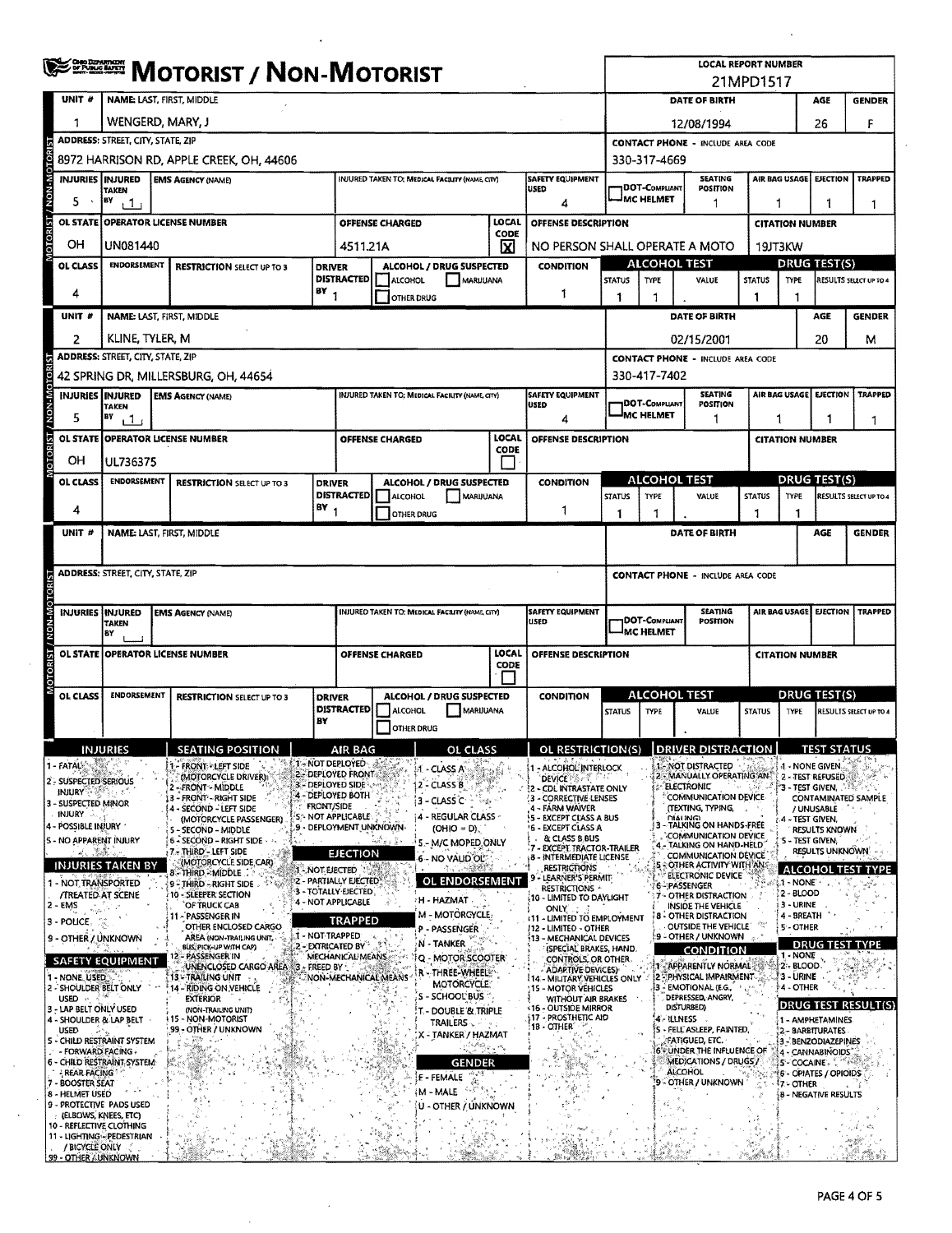# MOTORIST / NON-MOTORIST

**LOCAL REPORT NUMBER:** 21MPD1517

## Unit 1

| UNIT # | NAME: LAST, FIRST, MIDDLE | DATE OF BIRTH | AGE | GENDER |
|---|---|---|---|---|
| 1 | WENGERD, MARY, J | 12/08/1994 | 26 | F |

| ADDRESS: STREET, CITY, STATE, ZIP | CONTACT PHONE - INCLUDE AREA CODE |
|---|---|
| 8972 HARRISON RD, APPLE CREEK, OH, 44606 | 330-317-4669 |

| INJURIES | INJURED TAKEN BY | EMS AGENCY (NAME) | INJURED TAKEN TO: MEDICAL FACILITY (NAME, CITY) | SAFETY EQUIPMENT USED | DOT-COMPLIANT MC HELMET | SEATING POSITION | AIR BAG USAGE | EJECTION | TRAPPED |
|---|---|---|---|---|---|---|---|---|---|
| 5 | 1 | | | 4 | | 1 | 1 | 1 | 1 |

| OL STATE | OPERATOR LICENSE NUMBER | OFFENSE CHARGED | LOCAL CODE | OFFENSE DESCRIPTION | CITATION NUMBER |
|---|---|---|---|---|---|
| OH | UN081440 | 4511.21A | X | NO PERSON SHALL OPERATE A MOTO | 19JT3KW |

| OL CLASS | ENDORSEMENT | RESTRICTION SELECT UP TO 3 | DRIVER DISTRACTED BY | ALCOHOL / DRUG SUSPECTED | CONDITION | ALCOHOL TEST STATUS | ALCOHOL TEST TYPE | ALCOHOL TEST VALUE | DRUG TEST STATUS | DRUG TEST TYPE | DRUG TEST RESULTS SELECT UP TO 4 |
|---|---|---|---|---|---|---|---|---|---|---|---|
| 4 | | | 1 | | 1 | 1 | 1 | . | 1 | 1 | |

## Unit 2

| UNIT # | NAME: LAST, FIRST, MIDDLE | DATE OF BIRTH | AGE | GENDER |
|---|---|---|---|---|
| 2 | KLINE, TYLER, M | 02/15/2001 | 20 | M |

| ADDRESS: STREET, CITY, STATE, ZIP | CONTACT PHONE - INCLUDE AREA CODE |
|---|---|
| 42 SPRING DR, MILLERSBURG, OH, 44654 | 330-417-7402 |

| INJURIES | INJURED TAKEN BY | EMS AGENCY (NAME) | INJURED TAKEN TO: MEDICAL FACILITY (NAME, CITY) | SAFETY EQUIPMENT USED | DOT-COMPLIANT MC HELMET | SEATING POSITION | AIR BAG USAGE | EJECTION | TRAPPED |
|---|---|---|---|---|---|---|---|---|---|
| 5 | 1 | | | 4 | | 1 | 1 | 1 | 1 |

| OL STATE | OPERATOR LICENSE NUMBER | OFFENSE CHARGED | LOCAL CODE | OFFENSE DESCRIPTION | CITATION NUMBER |
|---|---|---|---|---|---|
| OH | UL736375 | | | | |

| OL CLASS | ENDORSEMENT | RESTRICTION SELECT UP TO 3 | DRIVER DISTRACTED BY | ALCOHOL / DRUG SUSPECTED | CONDITION | ALCOHOL TEST STATUS | ALCOHOL TEST TYPE | ALCOHOL TEST VALUE | DRUG TEST STATUS | DRUG TEST TYPE | DRUG TEST RESULTS SELECT UP TO 4 |
|---|---|---|---|---|---|---|---|---|---|---|---|
| 4 | | | 1 | | 1 | 1 | 1 | . | 1 | 1 | |

## Unit 3

| UNIT # | NAME: LAST, FIRST, MIDDLE | DATE OF BIRTH | AGE | GENDER |
|---|---|---|---|---|
| | | | | |

## Codes

**INJURIES**
1 - FATAL
2 - SUSPECTED SERIOUS INJURY
3 - SUSPECTED MINOR INJURY
4 - POSSIBLE INJURY
5 - NO APPARENT INJURY

**INJURIES TAKEN BY**
1 - NOT TRANSPORTED /TREATED AT SCENE
2 - EMS
3 - POLICE
9 - OTHER / UNKNOWN

**SAFETY EQUIPMENT**
1 - NONE USED
2 - SHOULDER BELT ONLY USED
3 - LAP BELT ONLY USED
4 - SHOULDER & LAP BELT USED
5 - CHILD RESTRAINT SYSTEM - FORWARD FACING
6 - CHILD RESTRAINT SYSTEM - REAR FACING
7 - BOOSTER SEAT
8 - HELMET USED
9 - PROTECTIVE PADS USED (ELBOWS, KNEES, ETC)
10 - REFLECTIVE CLOTHING
11 - LIGHTING - PEDESTRIAN / BICYCLE ONLY
99 - OTHER / UNKNOWN

**SEATING POSITION**
1 - FRONT - LEFT SIDE (MOTORCYCLE DRIVER)
2 - FRONT - MIDDLE
3 - FRONT - RIGHT SIDE
4 - SECOND - LEFT SIDE (MOTORCYCLE PASSENGER)
5 - SECOND - MIDDLE
6 - SECOND - RIGHT SIDE
7 - THIRD - LEFT SIDE (MOTORCYCLE SIDE CAR)
8 - THIRD - MIDDLE
9 - THIRD - RIGHT SIDE
10 - SLEEPER SECTION OF TRUCK CAB
11 - PASSENGER IN OTHER ENCLOSED CARGO AREA (NON-TRAILING UNIT, BUS, PICK-UP WITH CAP)
12 - PASSENGER IN UNENCLOSED CARGO AREA
13 - TRAILING UNIT
14 - RIDING ON VEHICLE EXTERIOR (NON-TRAILING UNIT)
15 - NON-MOTORIST
99 - OTHER / UNKNOWN

**AIR BAG**
1 - NOT DEPLOYED
2 - DEPLOYED FRONT
3 - DEPLOYED SIDE
4 - DEPLOYED BOTH FRONT/SIDE
5 - NOT APPLICABLE
9 - DEPLOYMENT UNKNOWN

**EJECTION**
1 - NOT EJECTED
2 - PARTIALLY EJECTED
3 - TOTALLY EJECTED
4 - NOT APPLICABLE

**TRAPPED**
1 - NOT TRAPPED
2 - EXTRICATED BY MECHANICAL MEANS
3 - FREED BY NON-MECHANICAL MEANS

**OL CLASS**
1 - CLASS A
2 - CLASS B
3 - CLASS C
4 - REGULAR CLASS (OHIO = D)
5 - M/C MOPED ONLY
6 - NO VALID OL

**OL ENDORSEMENT**
H - HAZMAT
M - MOTORCYCLE
P - PASSENGER
N - TANKER
Q - MOTOR SCOOTER
R - THREE-WHEEL MOTORCYCLE
S - SCHOOL BUS
T - DOUBLE & TRIPLE TRAILERS
X - TANKER / HAZMAT

**GENDER**
F - FEMALE
M - MALE
U - OTHER / UNKNOWN

**OL RESTRICTION(S)**
1 - ALCOHOL INTERLOCK DEVICE
2 - CDL INTRASTATE ONLY
3 - CORRECTIVE LENSES
4 - FARM WAIVER
5 - EXCEPT CLASS A BUS
6 - EXCEPT CLASS A & CLASS B BUS
7 - EXCEPT TRACTOR-TRAILER
8 - INTERMEDIATE LICENSE RESTRICTIONS
9 - LEARNER'S PERMIT RESTRICTIONS
10 - LIMITED TO DAYLIGHT ONLY
11 - LIMITED TO EMPLOYMENT
12 - LIMITED - OTHER
13 - MECHANICAL DEVICES (SPECIAL BRAKES, HAND CONTROLS, OR OTHER ADAPTIVE DEVICES)
14 - MILITARY VEHICLES ONLY
15 - MOTOR VEHICLES WITHOUT AIR BRAKES
16 - OUTSIDE MIRROR
17 - PROSTHETIC AID
18 - OTHER

**DRIVER DISTRACTION**
1 - NOT DISTRACTED
2 - MANUALLY OPERATING AN ELECTRONIC COMMUNICATION DEVICE (TEXTING, TYPING, DIALING)
3 - TALKING ON HANDS-FREE COMMUNICATION DEVICE
4 - TALKING ON HAND-HELD COMMUNICATION DEVICE
5 - OTHER ACTIVITY WITH AN ELECTRONIC DEVICE
6 - PASSENGER
7 - OTHER DISTRACTION INSIDE THE VEHICLE
8 - OTHER DISTRACTION OUTSIDE THE VEHICLE
9 - OTHER / UNKNOWN

**CONDITION**
1 - APPARENTLY NORMAL
2 - PHYSICAL IMPAIRMENT
3 - EMOTIONAL (E.G., DEPRESSED, ANGRY, DISTURBED)
4 - ILLNESS
5 - FELL ASLEEP, FAINTED, FATIGUED, ETC.
6 - UNDER THE INFLUENCE OF MEDICATIONS / DRUGS / ALCOHOL
9 - OTHER / UNKNOWN

**TEST STATUS**
1 - NONE GIVEN
2 - TEST REFUSED
3 - TEST GIVEN, CONTAMINATED SAMPLE / UNUSABLE
4 - TEST GIVEN, RESULTS KNOWN
5 - TEST GIVEN, RESULTS UNKNOWN

**ALCOHOL TEST TYPE**
1 - NONE
2 - BLOOD
3 - URINE
4 - BREATH
5 - OTHER

**DRUG TEST TYPE**
1 - NONE
2 - BLOOD
3 - URINE
4 - OTHER

**DRUG TEST RESULT(S)**
1 - AMPHETAMINES
2 - BARBITURATES
3 - BENZODIAZEPINES
4 - CANNABINOIDS
5 - COCAINE
6 - OPIATES / OPIOIDS
7 - OTHER
8 - NEGATIVE RESULTS